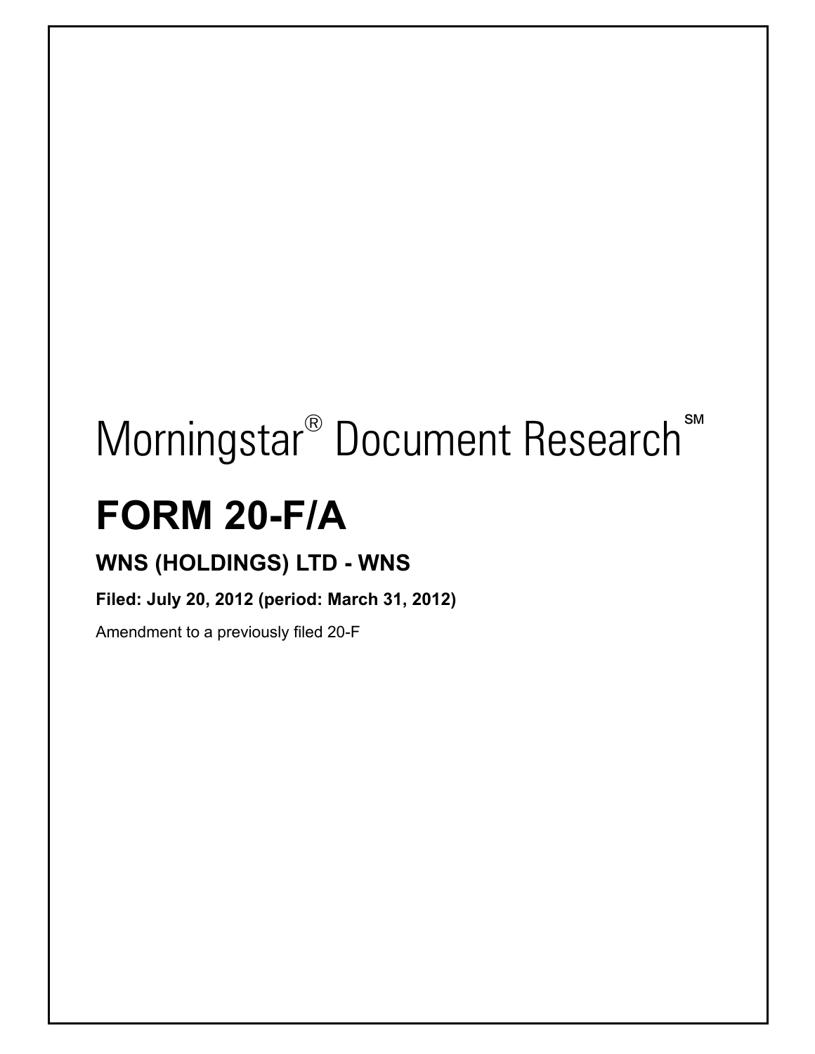Morningstar® Document Research℠

# FORM 20-F/A

## WNS (HOLDINGS) LTD - WNS

**Filed: July 20, 2012 (period: March 31, 2012)**

Amendment to a previously filed 20-F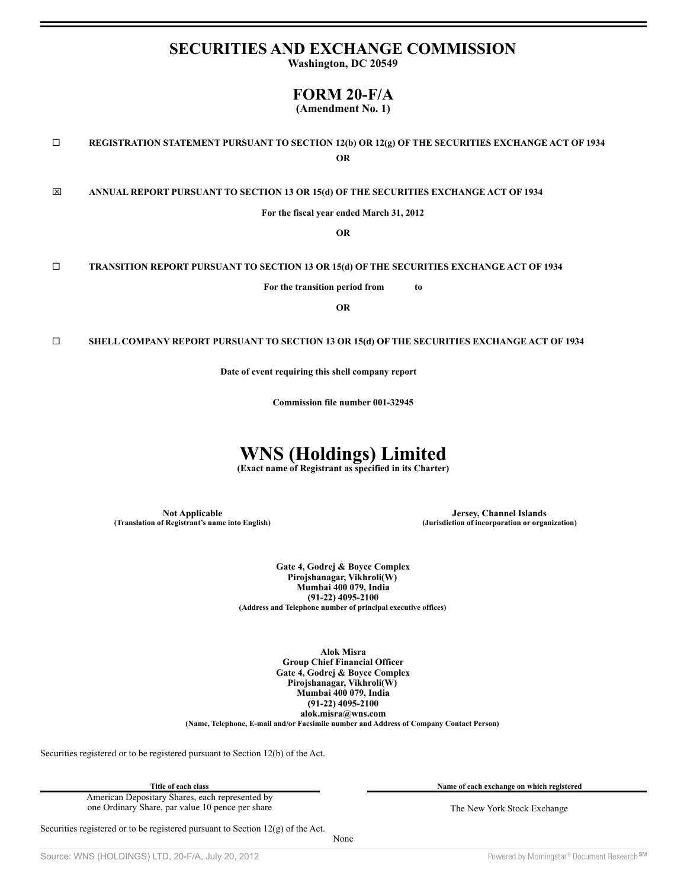# SECURITIES AND EXCHANGE COMMISSION

**Washington, DC 20549**

# FORM 20-F/A

**(Amendment No. 1)**

☐ **REGISTRATION STATEMENT PURSUANT TO SECTION 12(b) OR 12(g) OF THE SECURITIES EXCHANGE ACT OF 1934**

**OR**

☒ **ANNUAL REPORT PURSUANT TO SECTION 13 OR 15(d) OF THE SECURITIES EXCHANGE ACT OF 1934**

**For the fiscal year ended March 31, 2012**

**OR**

☐ **TRANSITION REPORT PURSUANT TO SECTION 13 OR 15(d) OF THE SECURITIES EXCHANGE ACT OF 1934**

**For the transition period from to**

**OR**

☐ **SHELL COMPANY REPORT PURSUANT TO SECTION 13 OR 15(d) OF THE SECURITIES EXCHANGE ACT OF 1934**

**Date of event requiring this shell company report**

**Commission file number 001-32945**

# WNS (Holdings) Limited

**(Exact name of Registrant as specified in its Charter)**

**Not Applicable**
**(Translation of Registrant's name into English)**

**Jersey, Channel Islands**
**(Jurisdiction of incorporation or organization)**

**Gate 4, Godrej & Boyce Complex**
**Pirojshanagar, Vikhroli(W)**
**Mumbai 400 079, India**
**(91-22) 4095-2100**
**(Address and Telephone number of principal executive offices)**

**Alok Misra**
**Group Chief Financial Officer**
**Gate 4, Godrej & Boyce Complex**
**Pirojshanagar, Vikhroli(W)**
**Mumbai 400 079, India**
**(91-22) 4095-2100**
**alok.misra@wns.com**
**(Name, Telephone, E-mail and/or Facsimile number and Address of Company Contact Person)**

Securities registered or to be registered pursuant to Section 12(b) of the Act.

| Title of each class | Name of each exchange on which registered |
|---|---|
| American Depositary Shares, each represented by one Ordinary Share, par value 10 pence per share | The New York Stock Exchange |

Securities registered or to be registered pursuant to Section 12(g) of the Act.

None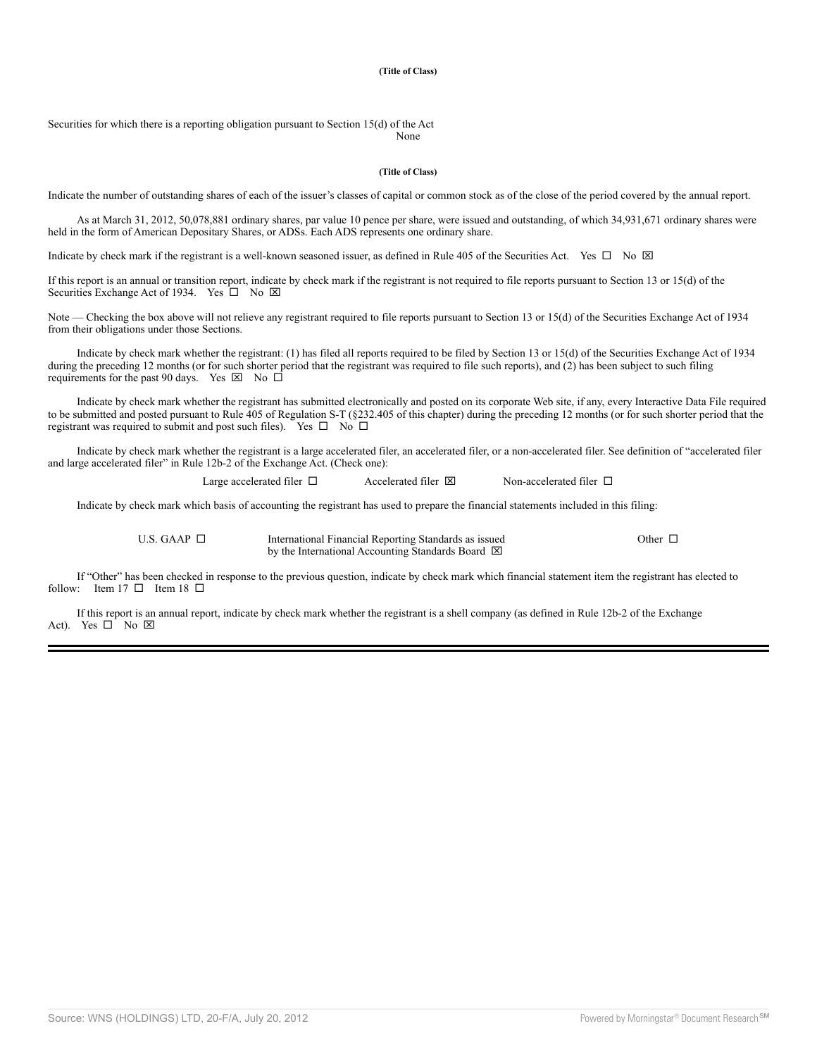**(Title of Class)**

Securities for which there is a reporting obligation pursuant to Section 15(d) of the Act

None

**(Title of Class)**

Indicate the number of outstanding shares of each of the issuer's classes of capital or common stock as of the close of the period covered by the annual report.

As at March 31, 2012, 50,078,881 ordinary shares, par value 10 pence per share, were issued and outstanding, of which 34,931,671 ordinary shares were held in the form of American Depositary Shares, or ADSs. Each ADS represents one ordinary share.

Indicate by check mark if the registrant is a well-known seasoned issuer, as defined in Rule 405 of the Securities Act. Yes ☐ No ☒

If this report is an annual or transition report, indicate by check mark if the registrant is not required to file reports pursuant to Section 13 or 15(d) of the Securities Exchange Act of 1934. Yes ☐ No ☒

Note — Checking the box above will not relieve any registrant required to file reports pursuant to Section 13 or 15(d) of the Securities Exchange Act of 1934 from their obligations under those Sections.

Indicate by check mark whether the registrant: (1) has filed all reports required to be filed by Section 13 or 15(d) of the Securities Exchange Act of 1934 during the preceding 12 months (or for such shorter period that the registrant was required to file such reports), and (2) has been subject to such filing requirements for the past 90 days. Yes ☒ No ☐

Indicate by check mark whether the registrant has submitted electronically and posted on its corporate Web site, if any, every Interactive Data File required to be submitted and posted pursuant to Rule 405 of Regulation S-T (§232.405 of this chapter) during the preceding 12 months (or for such shorter period that the registrant was required to submit and post such files). Yes ☐ No ☐

Indicate by check mark whether the registrant is a large accelerated filer, an accelerated filer, or a non-accelerated filer. See definition of "accelerated filer and large accelerated filer" in Rule 12b-2 of the Exchange Act. (Check one):

Large accelerated filer ☐ Accelerated filer ☒ Non-accelerated filer ☐

Indicate by check mark which basis of accounting the registrant has used to prepare the financial statements included in this filing:

U.S. GAAP ☐ International Financial Reporting Standards as issued by the International Accounting Standards Board ☒ Other ☐

If "Other" has been checked in response to the previous question, indicate by check mark which financial statement item the registrant has elected to follow: Item 17 ☐ Item 18 ☐

If this report is an annual report, indicate by check mark whether the registrant is a shell company (as defined in Rule 12b-2 of the Exchange Act). Yes ☐ No ☒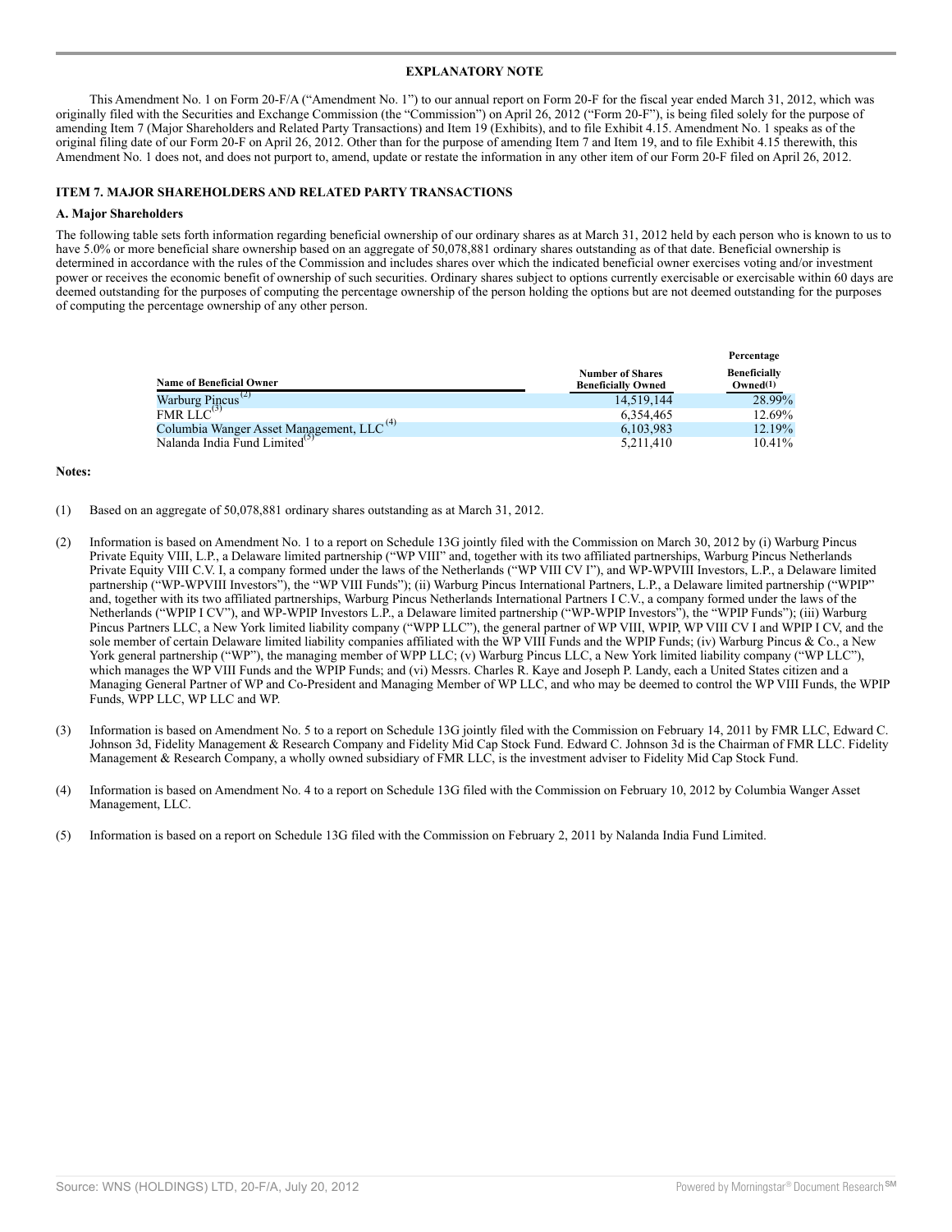**EXPLANATORY NOTE**

This Amendment No. 1 on Form 20-F/A ("Amendment No. 1") to our annual report on Form 20-F for the fiscal year ended March 31, 2012, which was originally filed with the Securities and Exchange Commission (the "Commission") on April 26, 2012 ("Form 20-F"), is being filed solely for the purpose of amending Item 7 (Major Shareholders and Related Party Transactions) and Item 19 (Exhibits), and to file Exhibit 4.15. Amendment No. 1 speaks as of the original filing date of our Form 20-F on April 26, 2012. Other than for the purpose of amending Item 7 and Item 19, and to file Exhibit 4.15 therewith, this Amendment No. 1 does not, and does not purport to, amend, update or restate the information in any other item of our Form 20-F filed on April 26, 2012.

## ITEM 7. MAJOR SHAREHOLDERS AND RELATED PARTY TRANSACTIONS

### A. Major Shareholders

The following table sets forth information regarding beneficial ownership of our ordinary shares as at March 31, 2012 held by each person who is known to us to have 5.0% or more beneficial share ownership based on an aggregate of 50,078,881 ordinary shares outstanding as of that date. Beneficial ownership is determined in accordance with the rules of the Commission and includes shares over which the indicated beneficial owner exercises voting and/or investment power or receives the economic benefit of ownership of such securities. Ordinary shares subject to options currently exercisable or exercisable within 60 days are deemed outstanding for the purposes of computing the percentage ownership of the person holding the options but are not deemed outstanding for the purposes of computing the percentage ownership of any other person.

| Name of Beneficial Owner | Number of Shares Beneficially Owned | Percentage Beneficially Owned(1) |
|---|---|---|
| Warburg Pincus(2) | 14,519,144 | 28.99% |
| FMR LLC(3) | 6,354,465 | 12.69% |
| Columbia Wanger Asset Management, LLC(4) | 6,103,983 | 12.19% |
| Nalanda India Fund Limited(5) | 5,211,410 | 10.41% |

**Notes:**

(1) Based on an aggregate of 50,078,881 ordinary shares outstanding as at March 31, 2012.

(2) Information is based on Amendment No. 1 to a report on Schedule 13G jointly filed with the Commission on March 30, 2012 by (i) Warburg Pincus Private Equity VIII, L.P., a Delaware limited partnership ("WP VIII" and, together with its two affiliated partnerships, Warburg Pincus Netherlands Private Equity VIII C.V. I, a company formed under the laws of the Netherlands ("WP VIII CV I"), and WP-WPVIII Investors, L.P., a Delaware limited partnership ("WP-WPVIII Investors"), the "WP VIII Funds"); (ii) Warburg Pincus International Partners, L.P., a Delaware limited partnership ("WPIP" and, together with its two affiliated partnerships, Warburg Pincus Netherlands International Partners I C.V., a company formed under the laws of the Netherlands ("WPIP I CV"), and WP-WPIP Investors L.P., a Delaware limited partnership ("WP-WPIP Investors"), the "WPIP Funds"); (iii) Warburg Pincus Partners LLC, a New York limited liability company ("WPP LLC"), the general partner of WP VIII, WPIP, WP VIII CV I and WPIP I CV, and the sole member of certain Delaware limited liability companies affiliated with the WP VIII Funds and the WPIP Funds; (iv) Warburg Pincus & Co., a New York general partnership ("WP"), the managing member of WPP LLC; (v) Warburg Pincus LLC, a New York limited liability company ("WP LLC"), which manages the WP VIII Funds and the WPIP Funds; and (vi) Messrs. Charles R. Kaye and Joseph P. Landy, each a United States citizen and a Managing General Partner of WP and Co-President and Managing Member of WP LLC, and who may be deemed to control the WP VIII Funds, the WPIP Funds, WPP LLC, WP LLC and WP.

(3) Information is based on Amendment No. 5 to a report on Schedule 13G jointly filed with the Commission on February 14, 2011 by FMR LLC, Edward C. Johnson 3d, Fidelity Management & Research Company and Fidelity Mid Cap Stock Fund. Edward C. Johnson 3d is the Chairman of FMR LLC. Fidelity Management & Research Company, a wholly owned subsidiary of FMR LLC, is the investment adviser to Fidelity Mid Cap Stock Fund.

(4) Information is based on Amendment No. 4 to a report on Schedule 13G filed with the Commission on February 10, 2012 by Columbia Wanger Asset Management, LLC.

(5) Information is based on a report on Schedule 13G filed with the Commission on February 2, 2011 by Nalanda India Fund Limited.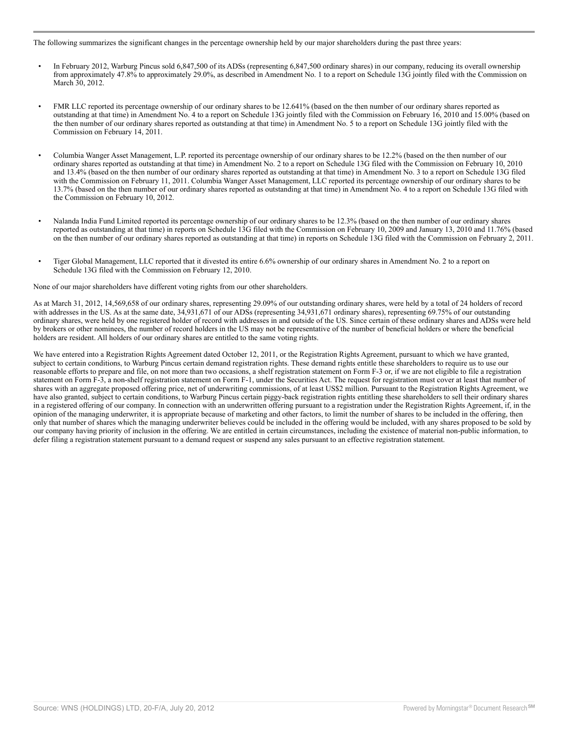The following summarizes the significant changes in the percentage ownership held by our major shareholders during the past three years:

- In February 2012, Warburg Pincus sold 6,847,500 of its ADSs (representing 6,847,500 ordinary shares) in our company, reducing its overall ownership from approximately 47.8% to approximately 29.0%, as described in Amendment No. 1 to a report on Schedule 13G jointly filed with the Commission on March 30, 2012.

- FMR LLC reported its percentage ownership of our ordinary shares to be 12.641% (based on the then number of our ordinary shares reported as outstanding at that time) in Amendment No. 4 to a report on Schedule 13G jointly filed with the Commission on February 16, 2010 and 15.00% (based on the then number of our ordinary shares reported as outstanding at that time) in Amendment No. 5 to a report on Schedule 13G jointly filed with the Commission on February 14, 2011.

- Columbia Wanger Asset Management, L.P. reported its percentage ownership of our ordinary shares to be 12.2% (based on the then number of our ordinary shares reported as outstanding at that time) in Amendment No. 2 to a report on Schedule 13G filed with the Commission on February 10, 2010 and 13.4% (based on the then number of our ordinary shares reported as outstanding at that time) in Amendment No. 3 to a report on Schedule 13G filed with the Commission on February 11, 2011. Columbia Wanger Asset Management, LLC reported its percentage ownership of our ordinary shares to be 13.7% (based on the then number of our ordinary shares reported as outstanding at that time) in Amendment No. 4 to a report on Schedule 13G filed with the Commission on February 10, 2012.

- Nalanda India Fund Limited reported its percentage ownership of our ordinary shares to be 12.3% (based on the then number of our ordinary shares reported as outstanding at that time) in reports on Schedule 13G filed with the Commission on February 10, 2009 and January 13, 2010 and 11.76% (based on the then number of our ordinary shares reported as outstanding at that time) in reports on Schedule 13G filed with the Commission on February 2, 2011.

- Tiger Global Management, LLC reported that it divested its entire 6.6% ownership of our ordinary shares in Amendment No. 2 to a report on Schedule 13G filed with the Commission on February 12, 2010.

None of our major shareholders have different voting rights from our other shareholders.

As at March 31, 2012, 14,569,658 of our ordinary shares, representing 29.09% of our outstanding ordinary shares, were held by a total of 24 holders of record with addresses in the US. As at the same date, 34,931,671 of our ADSs (representing 34,931,671 ordinary shares), representing 69.75% of our outstanding ordinary shares, were held by one registered holder of record with addresses in and outside of the US. Since certain of these ordinary shares and ADSs were held by brokers or other nominees, the number of record holders in the US may not be representative of the number of beneficial holders or where the beneficial holders are resident. All holders of our ordinary shares are entitled to the same voting rights.

We have entered into a Registration Rights Agreement dated October 12, 2011, or the Registration Rights Agreement, pursuant to which we have granted, subject to certain conditions, to Warburg Pincus certain demand registration rights. These demand rights entitle these shareholders to require us to use our reasonable efforts to prepare and file, on not more than two occasions, a shelf registration statement on Form F-3 or, if we are not eligible to file a registration statement on Form F-3, a non-shelf registration statement on Form F-1, under the Securities Act. The request for registration must cover at least that number of shares with an aggregate proposed offering price, net of underwriting commissions, of at least US$2 million. Pursuant to the Registration Rights Agreement, we have also granted, subject to certain conditions, to Warburg Pincus certain piggy-back registration rights entitling these shareholders to sell their ordinary shares in a registered offering of our company. In connection with an underwritten offering pursuant to a registration under the Registration Rights Agreement, if, in the opinion of the managing underwriter, it is appropriate because of marketing and other factors, to limit the number of shares to be included in the offering, then only that number of shares which the managing underwriter believes could be included in the offering would be included, with any shares proposed to be sold by our company having priority of inclusion in the offering. We are entitled in certain circumstances, including the existence of material non-public information, to defer filing a registration statement pursuant to a demand request or suspend any sales pursuant to an effective registration statement.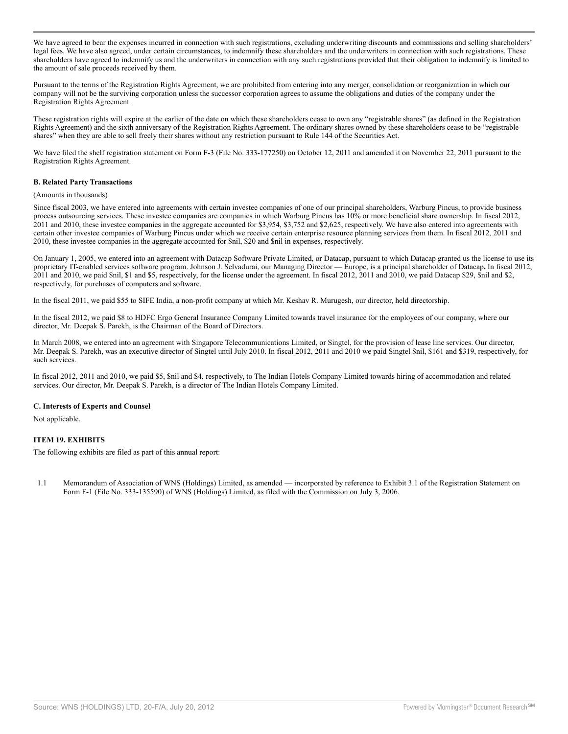We have agreed to bear the expenses incurred in connection with such registrations, excluding underwriting discounts and commissions and selling shareholders' legal fees. We have also agreed, under certain circumstances, to indemnify these shareholders and the underwriters in connection with such registrations. These shareholders have agreed to indemnify us and the underwriters in connection with any such registrations provided that their obligation to indemnify is limited to the amount of sale proceeds received by them.

Pursuant to the terms of the Registration Rights Agreement, we are prohibited from entering into any merger, consolidation or reorganization in which our company will not be the surviving corporation unless the successor corporation agrees to assume the obligations and duties of the company under the Registration Rights Agreement.

These registration rights will expire at the earlier of the date on which these shareholders cease to own any "registrable shares" (as defined in the Registration Rights Agreement) and the sixth anniversary of the Registration Rights Agreement. The ordinary shares owned by these shareholders cease to be "registrable shares" when they are able to sell freely their shares without any restriction pursuant to Rule 144 of the Securities Act.

We have filed the shelf registration statement on Form F-3 (File No. 333-177250) on October 12, 2011 and amended it on November 22, 2011 pursuant to the Registration Rights Agreement.

**B. Related Party Transactions**

(Amounts in thousands)

Since fiscal 2003, we have entered into agreements with certain investee companies of one of our principal shareholders, Warburg Pincus, to provide business process outsourcing services. These investee companies are companies in which Warburg Pincus has 10% or more beneficial share ownership. In fiscal 2012, 2011 and 2010, these investee companies in the aggregate accounted for $3,954, $3,752 and $2,625, respectively. We have also entered into agreements with certain other investee companies of Warburg Pincus under which we receive certain enterprise resource planning services from them. In fiscal 2012, 2011 and 2010, these investee companies in the aggregate accounted for $nil, $20 and $nil in expenses, respectively.

On January 1, 2005, we entered into an agreement with Datacap Software Private Limited, or Datacap, pursuant to which Datacap granted us the license to use its proprietary IT-enabled services software program. Johnson J. Selvadurai, our Managing Director — Europe, is a principal shareholder of Datacap**.** In fiscal 2012, 2011 and 2010, we paid $nil, $1 and $5, respectively, for the license under the agreement. In fiscal 2012, 2011 and 2010, we paid Datacap $29, $nil and $2, respectively, for purchases of computers and software.

In the fiscal 2011, we paid $55 to SIFE India, a non-profit company at which Mr. Keshav R. Murugesh, our director, held directorship.

In the fiscal 2012, we paid $8 to HDFC Ergo General Insurance Company Limited towards travel insurance for the employees of our company, where our director, Mr. Deepak S. Parekh, is the Chairman of the Board of Directors.

In March 2008, we entered into an agreement with Singapore Telecommunications Limited, or Singtel, for the provision of lease line services. Our director, Mr. Deepak S. Parekh, was an executive director of Singtel until July 2010. In fiscal 2012, 2011 and 2010 we paid Singtel $nil, $161 and $319, respectively, for such services.

In fiscal 2012, 2011 and 2010, we paid $5, $nil and $4, respectively, to The Indian Hotels Company Limited towards hiring of accommodation and related services. Our director, Mr. Deepak S. Parekh, is a director of The Indian Hotels Company Limited.

**C. Interests of Experts and Counsel**

Not applicable.

**ITEM 19. EXHIBITS**

The following exhibits are filed as part of this annual report:

1.1 Memorandum of Association of WNS (Holdings) Limited, as amended — incorporated by reference to Exhibit 3.1 of the Registration Statement on Form F-1 (File No. 333-135590) of WNS (Holdings) Limited, as filed with the Commission on July 3, 2006.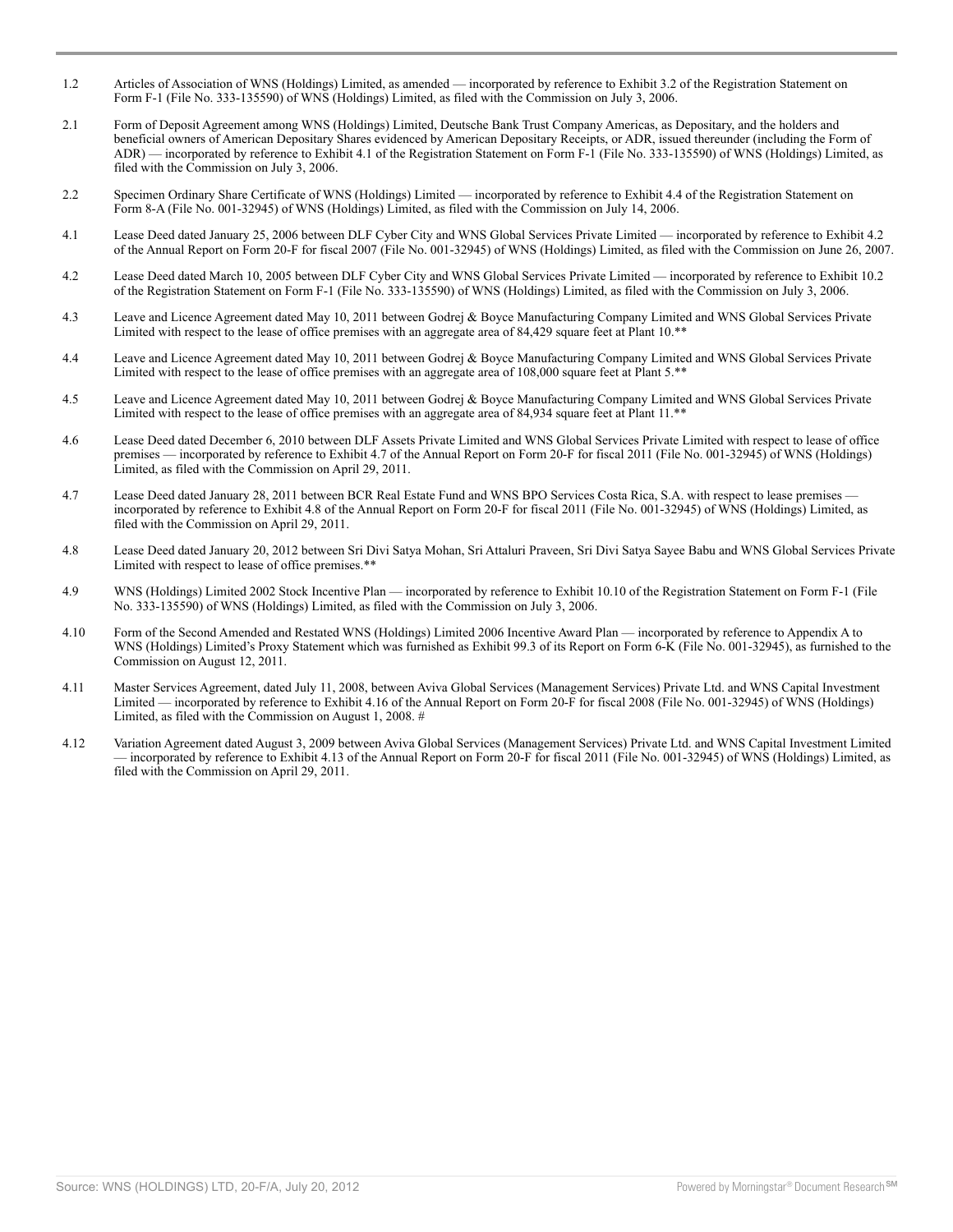| | |
|---|---|
| 1.2 | Articles of Association of WNS (Holdings) Limited, as amended — incorporated by reference to Exhibit 3.2 of the Registration Statement on Form F-1 (File No. 333-135590) of WNS (Holdings) Limited, as filed with the Commission on July 3, 2006. |
| 2.1 | Form of Deposit Agreement among WNS (Holdings) Limited, Deutsche Bank Trust Company Americas, as Depositary, and the holders and beneficial owners of American Depositary Shares evidenced by American Depositary Receipts, or ADR, issued thereunder (including the Form of ADR) — incorporated by reference to Exhibit 4.1 of the Registration Statement on Form F-1 (File No. 333-135590) of WNS (Holdings) Limited, as filed with the Commission on July 3, 2006. |
| 2.2 | Specimen Ordinary Share Certificate of WNS (Holdings) Limited — incorporated by reference to Exhibit 4.4 of the Registration Statement on Form 8-A (File No. 001-32945) of WNS (Holdings) Limited, as filed with the Commission on July 14, 2006. |
| 4.1 | Lease Deed dated January 25, 2006 between DLF Cyber City and WNS Global Services Private Limited — incorporated by reference to Exhibit 4.2 of the Annual Report on Form 20-F for fiscal 2007 (File No. 001-32945) of WNS (Holdings) Limited, as filed with the Commission on June 26, 2007. |
| 4.2 | Lease Deed dated March 10, 2005 between DLF Cyber City and WNS Global Services Private Limited — incorporated by reference to Exhibit 10.2 of the Registration Statement on Form F-1 (File No. 333-135590) of WNS (Holdings) Limited, as filed with the Commission on July 3, 2006. |
| 4.3 | Leave and Licence Agreement dated May 10, 2011 between Godrej & Boyce Manufacturing Company Limited and WNS Global Services Private Limited with respect to the lease of office premises with an aggregate area of 84,429 square feet at Plant 10.** |
| 4.4 | Leave and Licence Agreement dated May 10, 2011 between Godrej & Boyce Manufacturing Company Limited and WNS Global Services Private Limited with respect to the lease of office premises with an aggregate area of 108,000 square feet at Plant 5.** |
| 4.5 | Leave and Licence Agreement dated May 10, 2011 between Godrej & Boyce Manufacturing Company Limited and WNS Global Services Private Limited with respect to the lease of office premises with an aggregate area of 84,934 square feet at Plant 11.** |
| 4.6 | Lease Deed dated December 6, 2010 between DLF Assets Private Limited and WNS Global Services Private Limited with respect to lease of office premises — incorporated by reference to Exhibit 4.7 of the Annual Report on Form 20-F for fiscal 2011 (File No. 001-32945) of WNS (Holdings) Limited, as filed with the Commission on April 29, 2011. |
| 4.7 | Lease Deed dated January 28, 2011 between BCR Real Estate Fund and WNS BPO Services Costa Rica, S.A. with respect to lease premises — incorporated by reference to Exhibit 4.8 of the Annual Report on Form 20-F for fiscal 2011 (File No. 001-32945) of WNS (Holdings) Limited, as filed with the Commission on April 29, 2011. |
| 4.8 | Lease Deed dated January 20, 2012 between Sri Divi Satya Mohan, Sri Attaluri Praveen, Sri Divi Satya Sayee Babu and WNS Global Services Private Limited with respect to lease of office premises.** |
| 4.9 | WNS (Holdings) Limited 2002 Stock Incentive Plan — incorporated by reference to Exhibit 10.10 of the Registration Statement on Form F-1 (File No. 333-135590) of WNS (Holdings) Limited, as filed with the Commission on July 3, 2006. |
| 4.10 | Form of the Second Amended and Restated WNS (Holdings) Limited 2006 Incentive Award Plan — incorporated by reference to Appendix A to WNS (Holdings) Limited's Proxy Statement which was furnished as Exhibit 99.3 of its Report on Form 6-K (File No. 001-32945), as furnished to the Commission on August 12, 2011. |
| 4.11 | Master Services Agreement, dated July 11, 2008, between Aviva Global Services (Management Services) Private Ltd. and WNS Capital Investment Limited — incorporated by reference to Exhibit 4.16 of the Annual Report on Form 20-F for fiscal 2008 (File No. 001-32945) of WNS (Holdings) Limited, as filed with the Commission on August 1, 2008. # |
| 4.12 | Variation Agreement dated August 3, 2009 between Aviva Global Services (Management Services) Private Ltd. and WNS Capital Investment Limited — incorporated by reference to Exhibit 4.13 of the Annual Report on Form 20-F for fiscal 2011 (File No. 001-32945) of WNS (Holdings) Limited, as filed with the Commission on April 29, 2011. |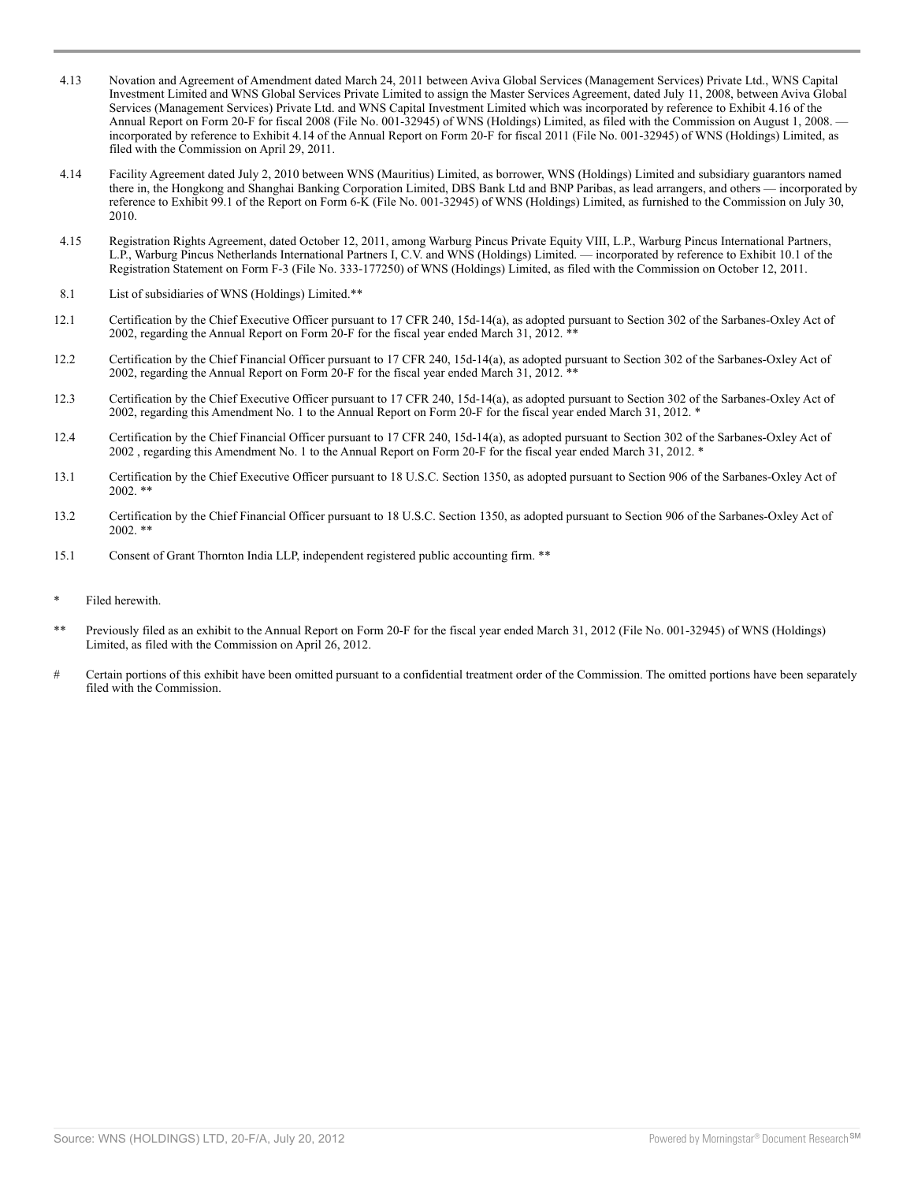| | |
|---|---|
| 4.13 | Novation and Agreement of Amendment dated March 24, 2011 between Aviva Global Services (Management Services) Private Ltd., WNS Capital Investment Limited and WNS Global Services Private Limited to assign the Master Services Agreement, dated July 11, 2008, between Aviva Global Services (Management Services) Private Ltd. and WNS Capital Investment Limited which was incorporated by reference to Exhibit 4.16 of the Annual Report on Form 20-F for fiscal 2008 (File No. 001-32945) of WNS (Holdings) Limited, as filed with the Commission on August 1, 2008. — incorporated by reference to Exhibit 4.14 of the Annual Report on Form 20-F for fiscal 2011 (File No. 001-32945) of WNS (Holdings) Limited, as filed with the Commission on April 29, 2011. |
| 4.14 | Facility Agreement dated July 2, 2010 between WNS (Mauritius) Limited, as borrower, WNS (Holdings) Limited and subsidiary guarantors named there in, the Hongkong and Shanghai Banking Corporation Limited, DBS Bank Ltd and BNP Paribas, as lead arrangers, and others — incorporated by reference to Exhibit 99.1 of the Report on Form 6-K (File No. 001-32945) of WNS (Holdings) Limited, as furnished to the Commission on July 30, 2010. |
| 4.15 | Registration Rights Agreement, dated October 12, 2011, among Warburg Pincus Private Equity VIII, L.P., Warburg Pincus International Partners, L.P., Warburg Pincus Netherlands International Partners I, C.V. and WNS (Holdings) Limited. — incorporated by reference to Exhibit 10.1 of the Registration Statement on Form F-3 (File No. 333-177250) of WNS (Holdings) Limited, as filed with the Commission on October 12, 2011. |
| 8.1 | List of subsidiaries of WNS (Holdings) Limited.** |
| 12.1 | Certification by the Chief Executive Officer pursuant to 17 CFR 240, 15d-14(a), as adopted pursuant to Section 302 of the Sarbanes-Oxley Act of 2002, regarding the Annual Report on Form 20-F for the fiscal year ended March 31, 2012. ** |
| 12.2 | Certification by the Chief Financial Officer pursuant to 17 CFR 240, 15d-14(a), as adopted pursuant to Section 302 of the Sarbanes-Oxley Act of 2002, regarding the Annual Report on Form 20-F for the fiscal year ended March 31, 2012. ** |
| 12.3 | Certification by the Chief Executive Officer pursuant to 17 CFR 240, 15d-14(a), as adopted pursuant to Section 302 of the Sarbanes-Oxley Act of 2002, regarding this Amendment No. 1 to the Annual Report on Form 20-F for the fiscal year ended March 31, 2012. * |
| 12.4 | Certification by the Chief Financial Officer pursuant to 17 CFR 240, 15d-14(a), as adopted pursuant to Section 302 of the Sarbanes-Oxley Act of 2002 , regarding this Amendment No. 1 to the Annual Report on Form 20-F for the fiscal year ended March 31, 2012. * |
| 13.1 | Certification by the Chief Executive Officer pursuant to 18 U.S.C. Section 1350, as adopted pursuant to Section 906 of the Sarbanes-Oxley Act of 2002. ** |
| 13.2 | Certification by the Chief Financial Officer pursuant to 18 U.S.C. Section 1350, as adopted pursuant to Section 906 of the Sarbanes-Oxley Act of 2002. ** |
| 15.1 | Consent of Grant Thornton India LLP, independent registered public accounting firm. ** |

\* Filed herewith.

** Previously filed as an exhibit to the Annual Report on Form 20-F for the fiscal year ended March 31, 2012 (File No. 001-32945) of WNS (Holdings) Limited, as filed with the Commission on April 26, 2012.

\# Certain portions of this exhibit have been omitted pursuant to a confidential treatment order of the Commission. The omitted portions have been separately filed with the Commission.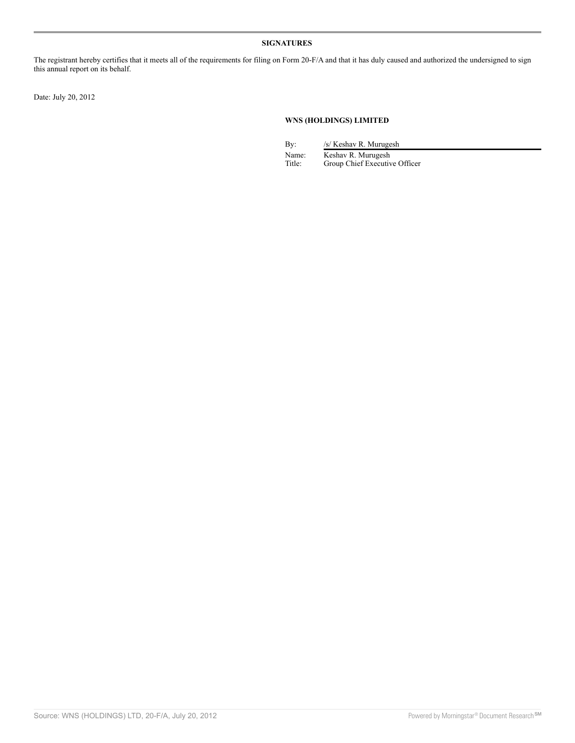## SIGNATURES

The registrant hereby certifies that it meets all of the requirements for filing on Form 20-F/A and that it has duly caused and authorized the undersigned to sign this annual report on its behalf.

Date: July 20, 2012

**WNS (HOLDINGS) LIMITED**

| | |
|---|---|
| By: | /s/ Keshav R. Murugesh |
| Name: | Keshav R. Murugesh |
| Title: | Group Chief Executive Officer |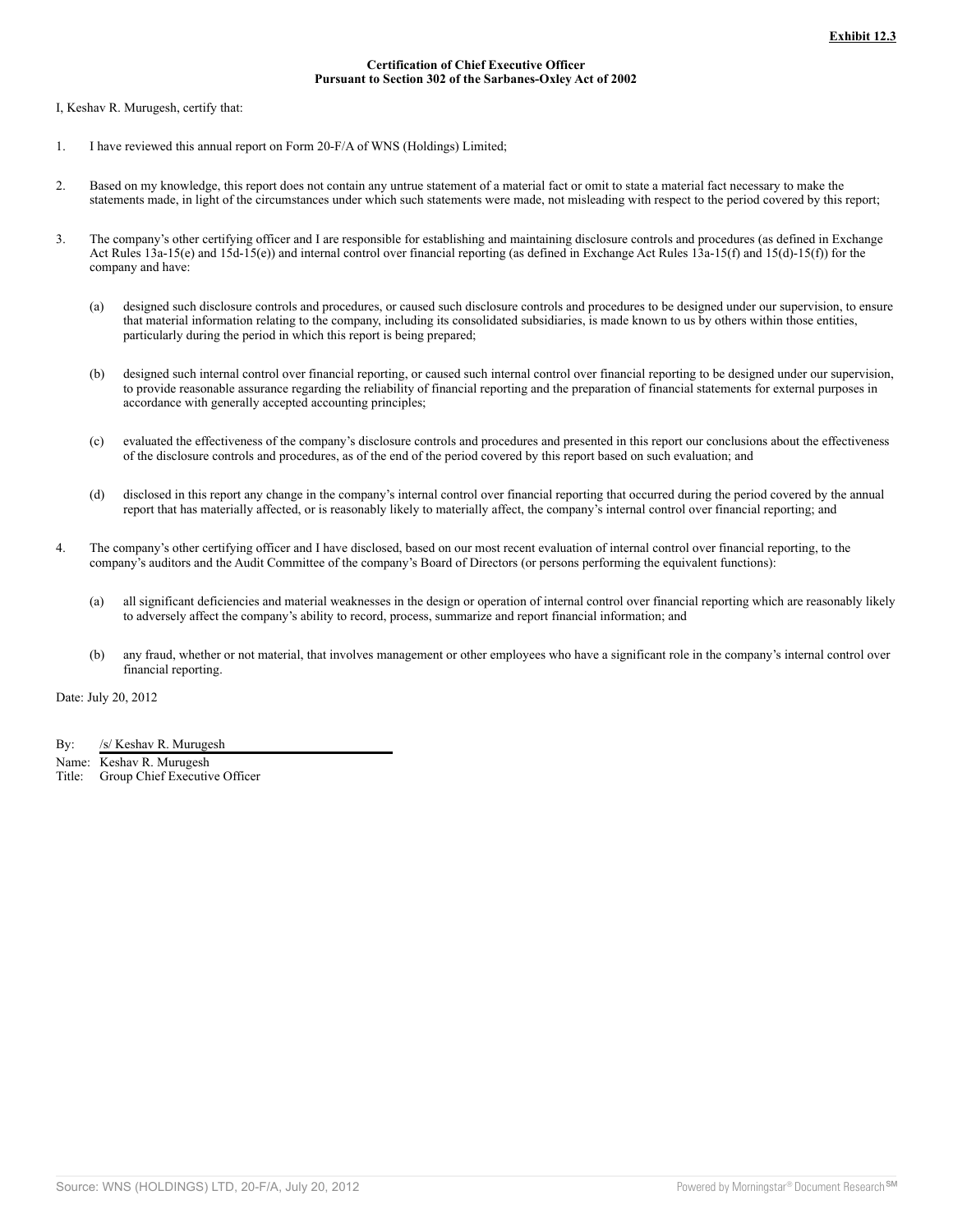**Exhibit 12.3**

**Certification of Chief Executive Officer**
**Pursuant to Section 302 of the Sarbanes-Oxley Act of 2002**

I, Keshav R. Murugesh, certify that:

1. I have reviewed this annual report on Form 20-F/A of WNS (Holdings) Limited;

2. Based on my knowledge, this report does not contain any untrue statement of a material fact or omit to state a material fact necessary to make the statements made, in light of the circumstances under which such statements were made, not misleading with respect to the period covered by this report;

3. The company's other certifying officer and I are responsible for establishing and maintaining disclosure controls and procedures (as defined in Exchange Act Rules 13a-15(e) and 15d-15(e)) and internal control over financial reporting (as defined in Exchange Act Rules 13a-15(f) and 15(d)-15(f)) for the company and have:

   (a) designed such disclosure controls and procedures, or caused such disclosure controls and procedures to be designed under our supervision, to ensure that material information relating to the company, including its consolidated subsidiaries, is made known to us by others within those entities, particularly during the period in which this report is being prepared;

   (b) designed such internal control over financial reporting, or caused such internal control over financial reporting to be designed under our supervision, to provide reasonable assurance regarding the reliability of financial reporting and the preparation of financial statements for external purposes in accordance with generally accepted accounting principles;

   (c) evaluated the effectiveness of the company's disclosure controls and procedures and presented in this report our conclusions about the effectiveness of the disclosure controls and procedures, as of the end of the period covered by this report based on such evaluation; and

   (d) disclosed in this report any change in the company's internal control over financial reporting that occurred during the period covered by the annual report that has materially affected, or is reasonably likely to materially affect, the company's internal control over financial reporting; and

4. The company's other certifying officer and I have disclosed, based on our most recent evaluation of internal control over financial reporting, to the company's auditors and the Audit Committee of the company's Board of Directors (or persons performing the equivalent functions):

   (a) all significant deficiencies and material weaknesses in the design or operation of internal control over financial reporting which are reasonably likely to adversely affect the company's ability to record, process, summarize and report financial information; and

   (b) any fraud, whether or not material, that involves management or other employees who have a significant role in the company's internal control over financial reporting.

Date: July 20, 2012

By: /s/ Keshav R. Murugesh
Name: Keshav R. Murugesh
Title: Group Chief Executive Officer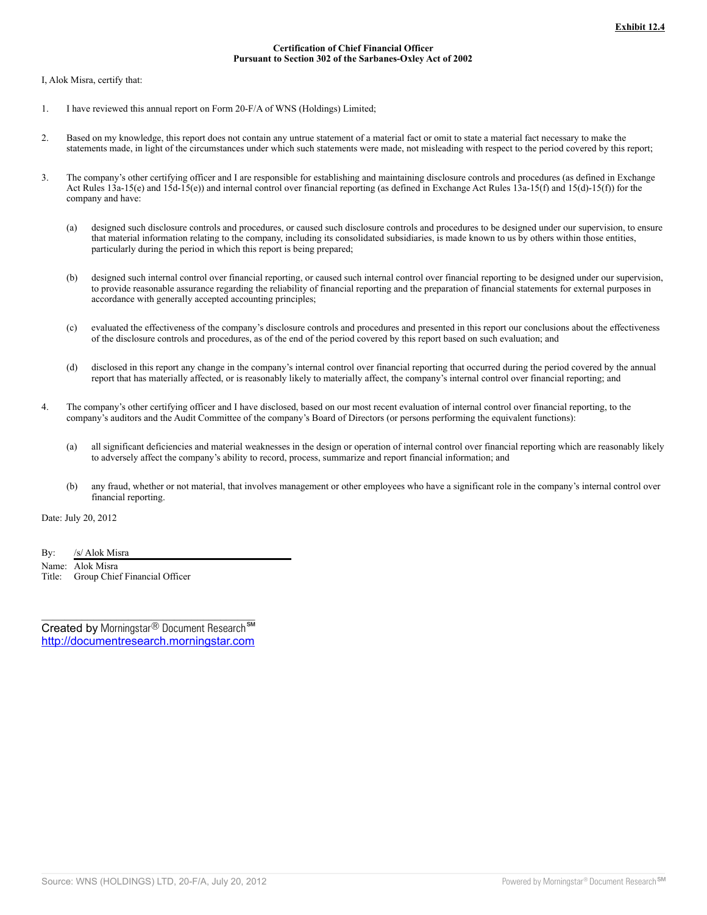**Exhibit 12.4**

**Certification of Chief Financial Officer**
**Pursuant to Section 302 of the Sarbanes-Oxley Act of 2002**

I, Alok Misra, certify that:

1. I have reviewed this annual report on Form 20-F/A of WNS (Holdings) Limited;

2. Based on my knowledge, this report does not contain any untrue statement of a material fact or omit to state a material fact necessary to make the statements made, in light of the circumstances under which such statements were made, not misleading with respect to the period covered by this report;

3. The company's other certifying officer and I are responsible for establishing and maintaining disclosure controls and procedures (as defined in Exchange Act Rules 13a-15(e) and 15d-15(e)) and internal control over financial reporting (as defined in Exchange Act Rules 13a-15(f) and 15(d)-15(f)) for the company and have:

   (a) designed such disclosure controls and procedures, or caused such disclosure controls and procedures to be designed under our supervision, to ensure that material information relating to the company, including its consolidated subsidiaries, is made known to us by others within those entities, particularly during the period in which this report is being prepared;

   (b) designed such internal control over financial reporting, or caused such internal control over financial reporting to be designed under our supervision, to provide reasonable assurance regarding the reliability of financial reporting and the preparation of financial statements for external purposes in accordance with generally accepted accounting principles;

   (c) evaluated the effectiveness of the company's disclosure controls and procedures and presented in this report our conclusions about the effectiveness of the disclosure controls and procedures, as of the end of the period covered by this report based on such evaluation; and

   (d) disclosed in this report any change in the company's internal control over financial reporting that occurred during the period covered by the annual report that has materially affected, or is reasonably likely to materially affect, the company's internal control over financial reporting; and

4. The company's other certifying officer and I have disclosed, based on our most recent evaluation of internal control over financial reporting, to the company's auditors and the Audit Committee of the company's Board of Directors (or persons performing the equivalent functions):

   (a) all significant deficiencies and material weaknesses in the design or operation of internal control over financial reporting which are reasonably likely to adversely affect the company's ability to record, process, summarize and report financial information; and

   (b) any fraud, whether or not material, that involves management or other employees who have a significant role in the company's internal control over financial reporting.

Date: July 20, 2012

By: /s/ Alok Misra
Name: Alok Misra
Title: Group Chief Financial Officer

Created by Morningstar® Document Research℠
http://documentresearch.morningstar.com